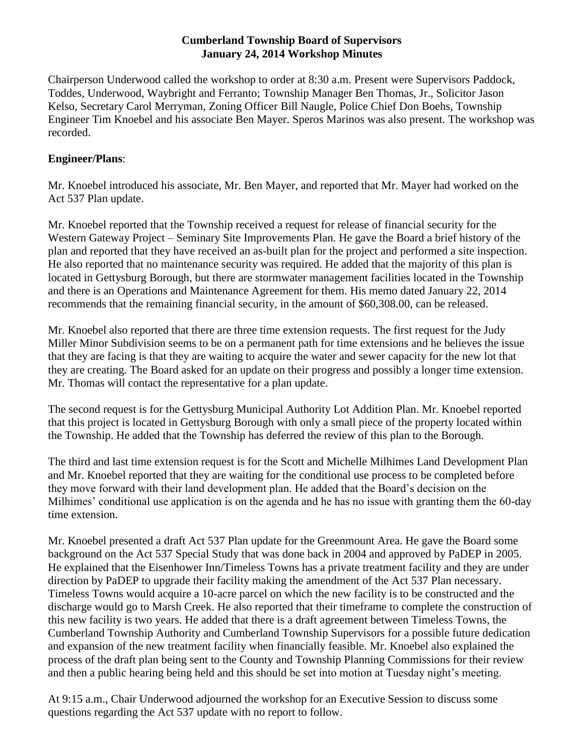# Cumberland Township Board of Supervisors
## January 24, 2014 Workshop Minutes

Chairperson Underwood called the workshop to order at 8:30 a.m. Present were Supervisors Paddock, Toddes, Underwood, Waybright and Ferranto; Township Manager Ben Thomas, Jr., Solicitor Jason Kelso, Secretary Carol Merryman, Zoning Officer Bill Naugle, Police Chief Don Boehs, Township Engineer Tim Knoebel and his associate Ben Mayer. Speros Marinos was also present. The workshop was recorded.

**Engineer/Plans**:

Mr. Knoebel introduced his associate, Mr. Ben Mayer, and reported that Mr. Mayer had worked on the Act 537 Plan update.

Mr. Knoebel reported that the Township received a request for release of financial security for the Western Gateway Project – Seminary Site Improvements Plan. He gave the Board a brief history of the plan and reported that they have received an as-built plan for the project and performed a site inspection. He also reported that no maintenance security was required. He added that the majority of this plan is located in Gettysburg Borough, but there are stormwater management facilities located in the Township and there is an Operations and Maintenance Agreement for them. His memo dated January 22, 2014 recommends that the remaining financial security, in the amount of $60,308.00, can be released.

Mr. Knoebel also reported that there are three time extension requests. The first request for the Judy Miller Minor Subdivision seems to be on a permanent path for time extensions and he believes the issue that they are facing is that they are waiting to acquire the water and sewer capacity for the new lot that they are creating. The Board asked for an update on their progress and possibly a longer time extension. Mr. Thomas will contact the representative for a plan update.

The second request is for the Gettysburg Municipal Authority Lot Addition Plan. Mr. Knoebel reported that this project is located in Gettysburg Borough with only a small piece of the property located within the Township. He added that the Township has deferred the review of this plan to the Borough.

The third and last time extension request is for the Scott and Michelle Milhimes Land Development Plan and Mr. Knoebel reported that they are waiting for the conditional use process to be completed before they move forward with their land development plan. He added that the Board's decision on the Milhimes' conditional use application is on the agenda and he has no issue with granting them the 60-day time extension.

Mr. Knoebel presented a draft Act 537 Plan update for the Greenmount Area. He gave the Board some background on the Act 537 Special Study that was done back in 2004 and approved by PaDEP in 2005. He explained that the Eisenhower Inn/Timeless Towns has a private treatment facility and they are under direction by PaDEP to upgrade their facility making the amendment of the Act 537 Plan necessary. Timeless Towns would acquire a 10-acre parcel on which the new facility is to be constructed and the discharge would go to Marsh Creek. He also reported that their timeframe to complete the construction of this new facility is two years. He added that there is a draft agreement between Timeless Towns, the Cumberland Township Authority and Cumberland Township Supervisors for a possible future dedication and expansion of the new treatment facility when financially feasible. Mr. Knoebel also explained the process of the draft plan being sent to the County and Township Planning Commissions for their review and then a public hearing being held and this should be set into motion at Tuesday night's meeting.

At 9:15 a.m., Chair Underwood adjourned the workshop for an Executive Session to discuss some questions regarding the Act 537 update with no report to follow.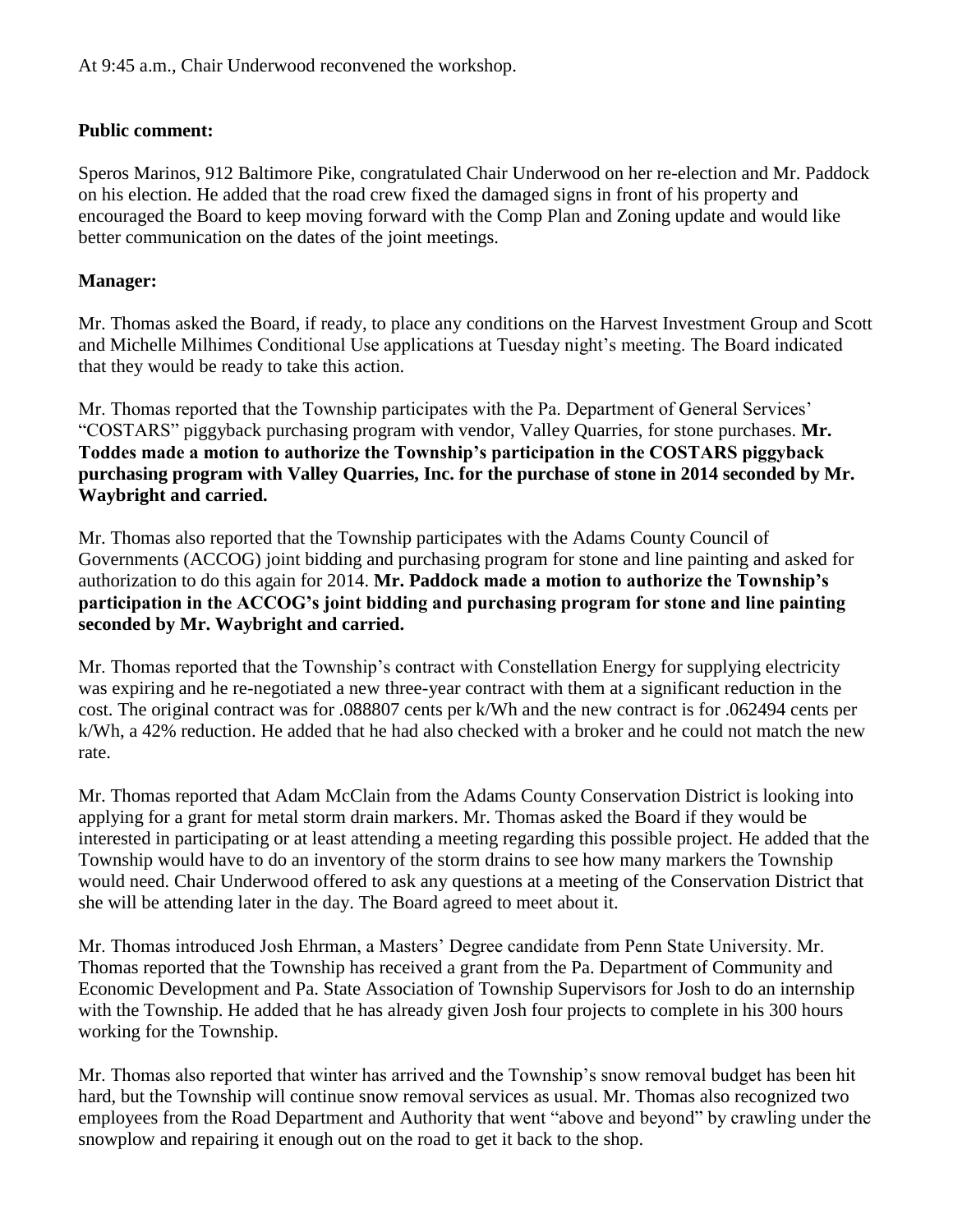At 9:45 a.m., Chair Underwood reconvened the workshop.

**Public comment:**

Speros Marinos, 912 Baltimore Pike, congratulated Chair Underwood on her re-election and Mr. Paddock on his election. He added that the road crew fixed the damaged signs in front of his property and encouraged the Board to keep moving forward with the Comp Plan and Zoning update and would like better communication on the dates of the joint meetings.

**Manager:**

Mr. Thomas asked the Board, if ready, to place any conditions on the Harvest Investment Group and Scott and Michelle Milhimes Conditional Use applications at Tuesday night's meeting. The Board indicated that they would be ready to take this action.

Mr. Thomas reported that the Township participates with the Pa. Department of General Services' "COSTARS" piggyback purchasing program with vendor, Valley Quarries, for stone purchases. **Mr. Toddes made a motion to authorize the Township's participation in the COSTARS piggyback purchasing program with Valley Quarries, Inc. for the purchase of stone in 2014 seconded by Mr. Waybright and carried.**

Mr. Thomas also reported that the Township participates with the Adams County Council of Governments (ACCOG) joint bidding and purchasing program for stone and line painting and asked for authorization to do this again for 2014. **Mr. Paddock made a motion to authorize the Township's participation in the ACCOG's joint bidding and purchasing program for stone and line painting seconded by Mr. Waybright and carried.**

Mr. Thomas reported that the Township's contract with Constellation Energy for supplying electricity was expiring and he re-negotiated a new three-year contract with them at a significant reduction in the cost. The original contract was for .088807 cents per k/Wh and the new contract is for .062494 cents per k/Wh, a 42% reduction. He added that he had also checked with a broker and he could not match the new rate.

Mr. Thomas reported that Adam McClain from the Adams County Conservation District is looking into applying for a grant for metal storm drain markers. Mr. Thomas asked the Board if they would be interested in participating or at least attending a meeting regarding this possible project. He added that the Township would have to do an inventory of the storm drains to see how many markers the Township would need. Chair Underwood offered to ask any questions at a meeting of the Conservation District that she will be attending later in the day. The Board agreed to meet about it.

Mr. Thomas introduced Josh Ehrman, a Masters' Degree candidate from Penn State University. Mr. Thomas reported that the Township has received a grant from the Pa. Department of Community and Economic Development and Pa. State Association of Township Supervisors for Josh to do an internship with the Township. He added that he has already given Josh four projects to complete in his 300 hours working for the Township.

Mr. Thomas also reported that winter has arrived and the Township's snow removal budget has been hit hard, but the Township will continue snow removal services as usual. Mr. Thomas also recognized two employees from the Road Department and Authority that went "above and beyond" by crawling under the snowplow and repairing it enough out on the road to get it back to the shop.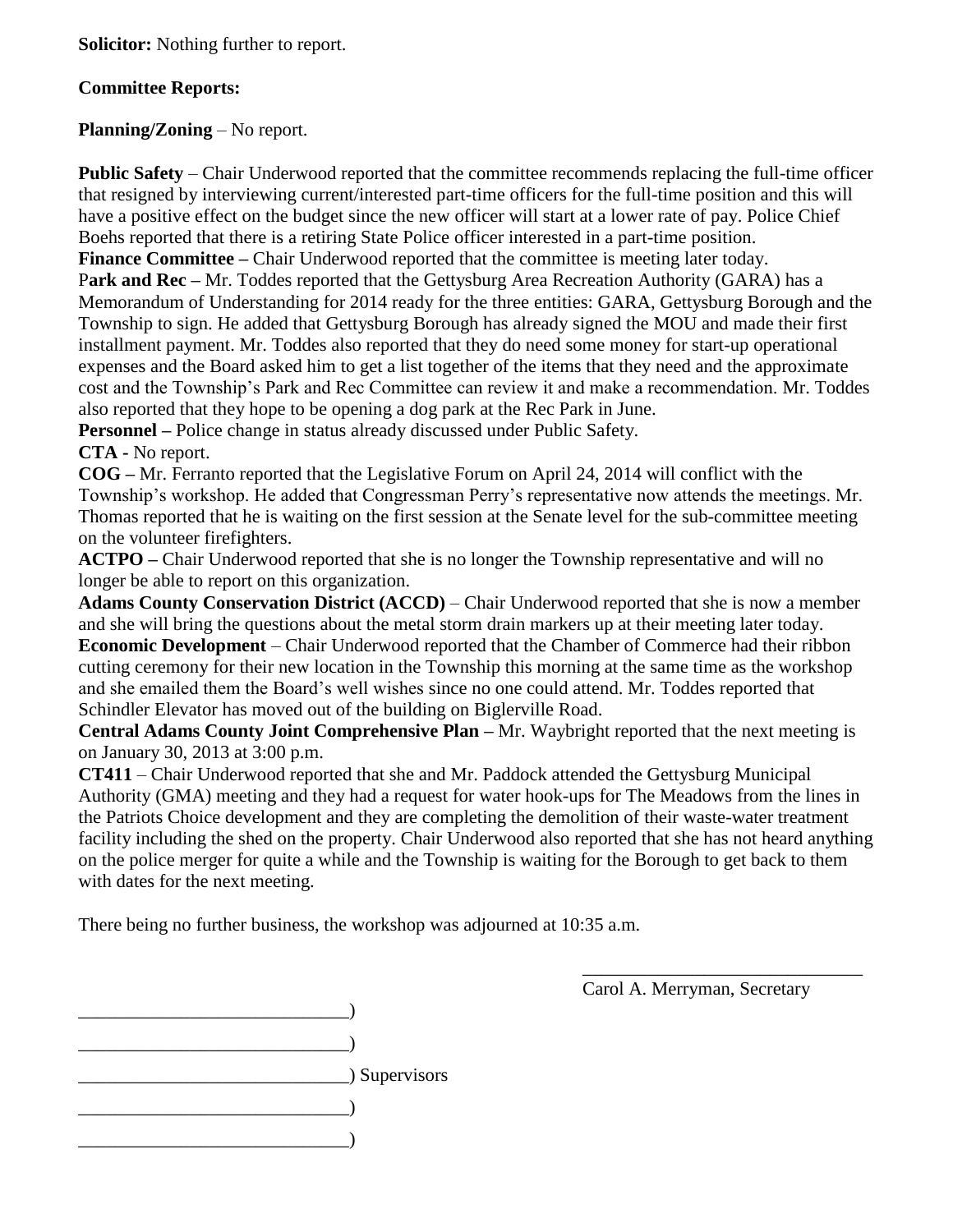**Solicitor:** Nothing further to report.

**Committee Reports:**

**Planning/Zoning** – No report.

**Public Safety** – Chair Underwood reported that the committee recommends replacing the full-time officer that resigned by interviewing current/interested part-time officers for the full-time position and this will have a positive effect on the budget since the new officer will start at a lower rate of pay. Police Chief Boehs reported that there is a retiring State Police officer interested in a part-time position.

**Finance Committee –** Chair Underwood reported that the committee is meeting later today.

P**ark and Rec –** Mr. Toddes reported that the Gettysburg Area Recreation Authority (GARA) has a Memorandum of Understanding for 2014 ready for the three entities: GARA, Gettysburg Borough and the Township to sign. He added that Gettysburg Borough has already signed the MOU and made their first installment payment. Mr. Toddes also reported that they do need some money for start-up operational expenses and the Board asked him to get a list together of the items that they need and the approximate cost and the Township's Park and Rec Committee can review it and make a recommendation. Mr. Toddes also reported that they hope to be opening a dog park at the Rec Park in June.

**Personnel –** Police change in status already discussed under Public Safety.

**CTA -** No report.

**COG –** Mr. Ferranto reported that the Legislative Forum on April 24, 2014 will conflict with the Township's workshop. He added that Congressman Perry's representative now attends the meetings. Mr. Thomas reported that he is waiting on the first session at the Senate level for the sub-committee meeting on the volunteer firefighters.

**ACTPO –** Chair Underwood reported that she is no longer the Township representative and will no longer be able to report on this organization.

**Adams County Conservation District (ACCD)** – Chair Underwood reported that she is now a member and she will bring the questions about the metal storm drain markers up at their meeting later today.

**Economic Development** – Chair Underwood reported that the Chamber of Commerce had their ribbon cutting ceremony for their new location in the Township this morning at the same time as the workshop and she emailed them the Board's well wishes since no one could attend. Mr. Toddes reported that Schindler Elevator has moved out of the building on Biglerville Road.

**Central Adams County Joint Comprehensive Plan –** Mr. Waybright reported that the next meeting is on January 30, 2013 at 3:00 p.m.

**CT411** – Chair Underwood reported that she and Mr. Paddock attended the Gettysburg Municipal Authority (GMA) meeting and they had a request for water hook-ups for The Meadows from the lines in the Patriots Choice development and they are completing the demolition of their waste-water treatment facility including the shed on the property. Chair Underwood also reported that she has not heard anything on the police merger for quite a while and the Township is waiting for the Borough to get back to them with dates for the next meeting.

There being no further business, the workshop was adjourned at 10:35 a.m.

\_\_\_\_\_\_\_\_\_\_\_\_\_\_\_\_\_\_\_\_\_\_\_\_\_\_\_\_\_\_
Carol A. Merryman, Secretary

\_\_\_\_\_\_\_\_\_\_\_\_\_\_\_\_\_\_\_\_\_\_\_\_\_\_\_\_\_\_)

\_\_\_\_\_\_\_\_\_\_\_\_\_\_\_\_\_\_\_\_\_\_\_\_\_\_\_\_\_\_)

\_\_\_\_\_\_\_\_\_\_\_\_\_\_\_\_\_\_\_\_\_\_\_\_\_\_\_\_\_\_) Supervisors

\_\_\_\_\_\_\_\_\_\_\_\_\_\_\_\_\_\_\_\_\_\_\_\_\_\_\_\_\_\_)

\_\_\_\_\_\_\_\_\_\_\_\_\_\_\_\_\_\_\_\_\_\_\_\_\_\_\_\_\_\_)